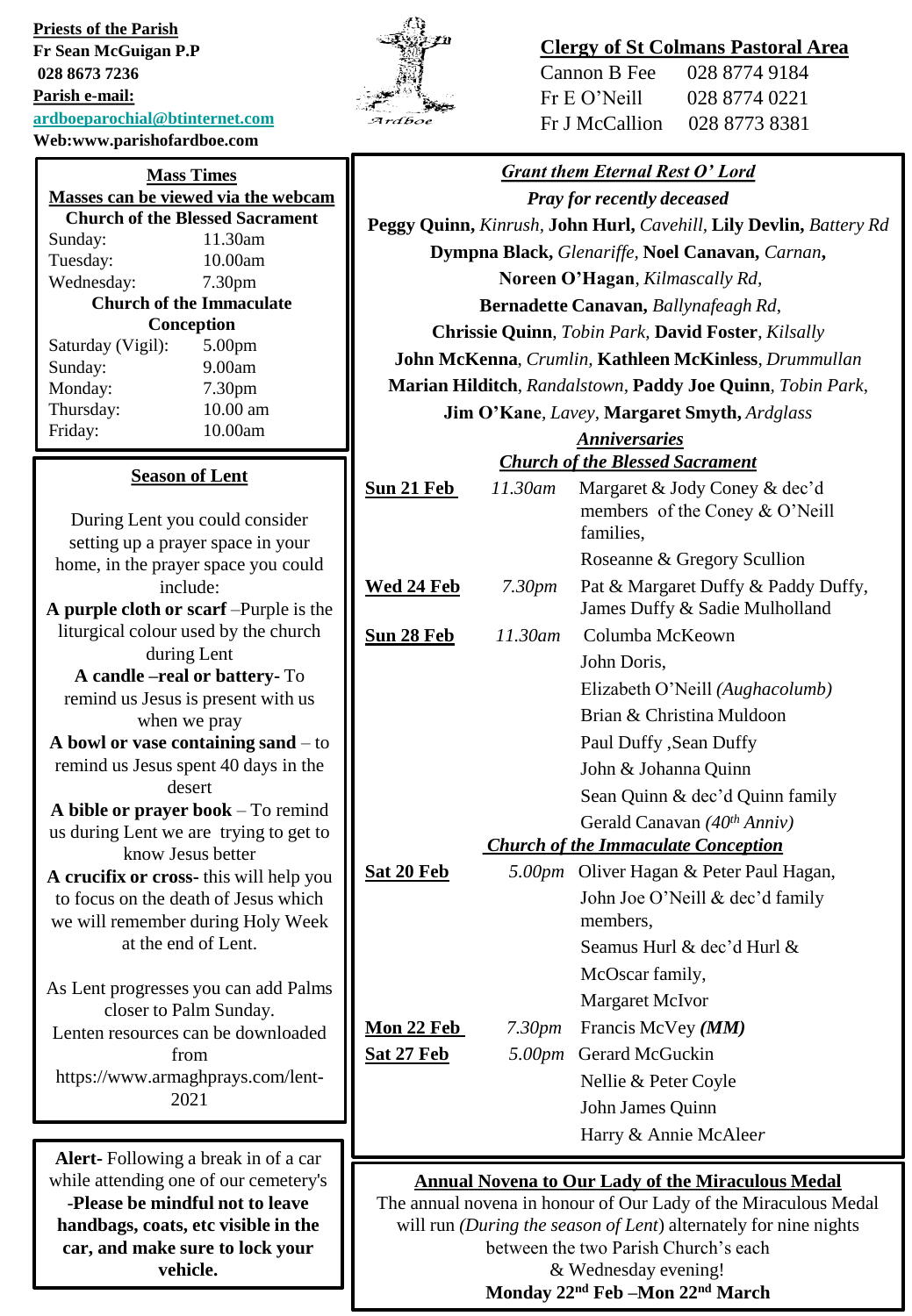**Priests of the Parish**
**Fr Sean McGuigan P.P**
**028 8673 7236**
**Parish e-mail:**
**ardboeparochial@btinternet.com**
**Web:www.parishofardboe.com**

Ardboe

**Clergy of St Colmans Pastoral Area**

| | |
|---|---|
| Cannon B Fee | 028 8774 9184 |
| Fr E O'Neill | 028 8774 0221 |
| Fr J McCallion | 028 8773 8381 |

## Mass Times

**Masses can be viewed via the webcam**

**Church of the Blessed Sacrament**

| | |
|---|---|
| Sunday: | 11.30am |
| Tuesday: | 10.00am |
| Wednesday: | 7.30pm |

**Church of the Immaculate Conception**

| | |
|---|---|
| Saturday (Vigil): | 5.00pm |
| Sunday: | 9.00am |
| Monday: | 7.30pm |
| Thursday: | 10.00 am |
| Friday: | 10.00am |

## Season of Lent

During Lent you could consider setting up a prayer space in your home, in the prayer space you could include:

**A purple cloth or scarf** –Purple is the liturgical colour used by the church during Lent

**A candle –real or battery-** To remind us Jesus is present with us when we pray

**A bowl or vase containing sand** – to remind us Jesus spent 40 days in the desert

**A bible or prayer book** – To remind us during Lent we are trying to get to know Jesus better

**A crucifix or cross-** this will help you to focus on the death of Jesus which we will remember during Holy Week at the end of Lent.

As Lent progresses you can add Palms closer to Palm Sunday.
Lenten resources can be downloaded from https://www.armaghprays.com/lent-2021

**Alert-** Following a break in of a car while attending one of our cemetery's **-Please be mindful not to leave handbags, coats, etc visible in the car, and make sure to lock your vehicle.**

## *Grant them Eternal Rest O' Lord*

*Pray for recently deceased*

**Peggy Quinn,** *Kinrush,* **John Hurl,** *Cavehill,* **Lily Devlin,** *Battery Rd*
**Dympna Black,** *Glenariffe,* **Noel Canavan,** *Carnan,*
**Noreen O'Hagan**, *Kilmascally Rd,*
**Bernadette Canavan,** *Ballynafeagh Rd,*
**Chrissie Quinn**, *Tobin Park,* **David Foster**, *Kilsally*
**John McKenna**, *Crumlin,* **Kathleen McKinless**, *Drummullan*
**Marian Hilditch**, *Randalstown,* **Paddy Joe Quinn**, *Tobin Park*,
**Jim O'Kane**, *Lavey*, **Margaret Smyth,** *Ardglass*

### *Anniversaries*

**Church of the Blessed Sacrament**

| | | |
|---|---|---|
| **Sun 21 Feb** | *11.30am* | Margaret & Jody Coney & dec'd members of the Coney & O'Neill families, |
| | | Roseanne & Gregory Scullion |
| **Wed 24 Feb** | *7.30pm* | Pat & Margaret Duffy & Paddy Duffy, James Duffy & Sadie Mulholland |
| **Sun 28 Feb** | *11.30am* | Columba McKeown |
| | | John Doris, |
| | | Elizabeth O'Neill *(Aughacolumb)* |
| | | Brian & Christina Muldoon |
| | | Paul Duffy ,Sean Duffy |
| | | John & Johanna Quinn |
| | | Sean Quinn & dec'd Quinn family |
| | | Gerald Canavan *(40th Anniv)* |

**Church of the Immaculate Conception**

| | | |
|---|---|---|
| **Sat 20 Feb** | *5.00pm* | Oliver Hagan & Peter Paul Hagan, |
| | | John Joe O'Neill & dec'd family members, |
| | | Seamus Hurl & dec'd Hurl & McOscar family, |
| | | Margaret McIvor |
| **Mon 22 Feb** | *7.30pm* | Francis McVey ***(MM)*** |
| **Sat 27 Feb** | *5.00pm* | Gerard McGuckin |
| | | Nellie & Peter Coyle |
| | | John James Quinn |
| | | Harry & Annie McAleer |

## Annual Novena to Our Lady of the Miraculous Medal

The annual novena in honour of Our Lady of the Miraculous Medal will run *(During the season of Lent*) alternately for nine nights between the two Parish Church's each & Wednesday evening!
**Monday 22nd Feb –Mon 22nd March**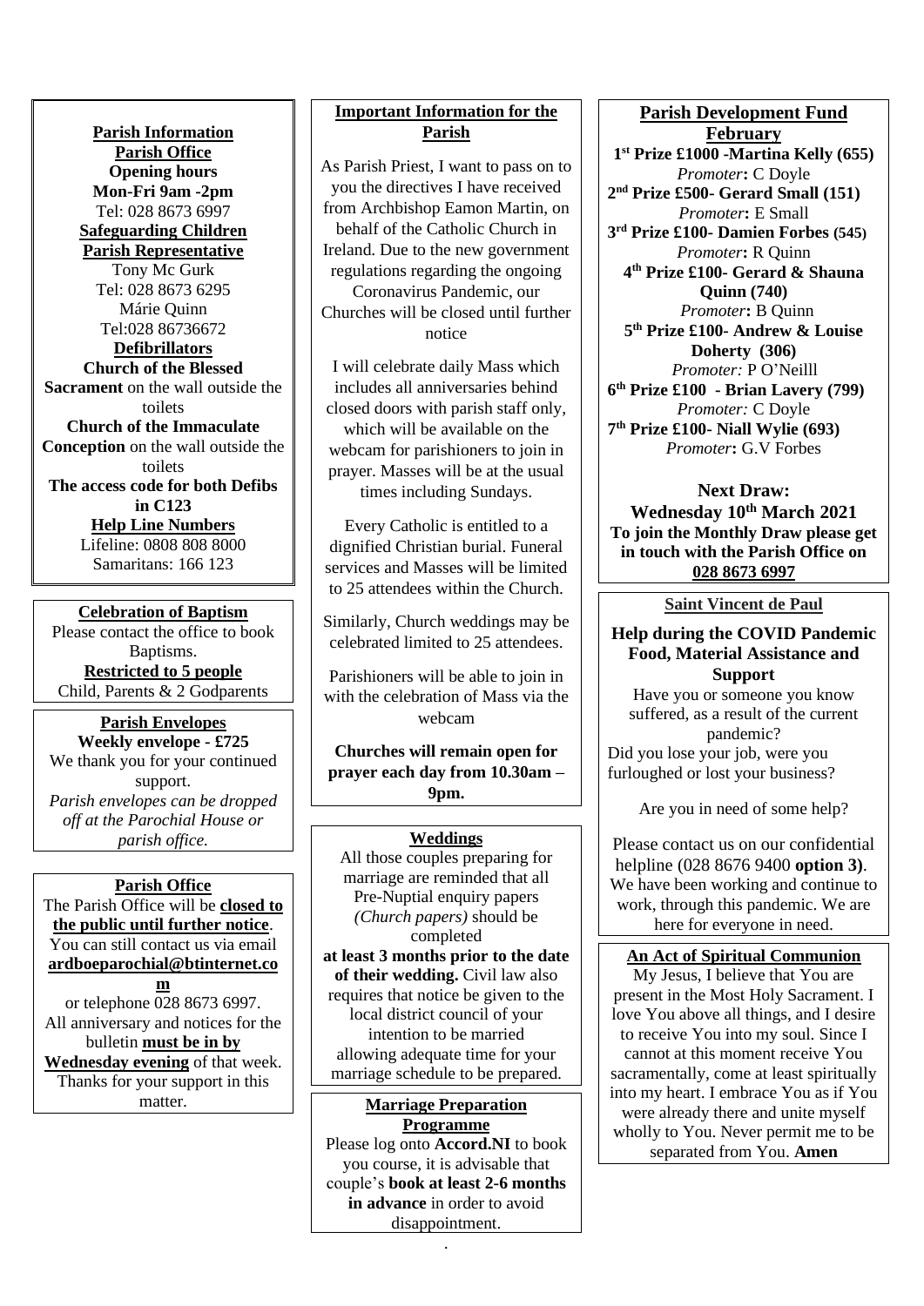## Parish Information

**Parish Office**
**Opening hours**
**Mon-Fri 9am -2pm**
Tel: 028 8673 6997

**Safeguarding Children**
**Parish Representative**
Tony Mc Gurk
Tel: 028 8673 6295
Márie Quinn
Tel:028 86736672

**Defibrillators**
**Church of the Blessed Sacrament** on the wall outside the toilets
**Church of the Immaculate Conception** on the wall outside the toilets
**The access code for both Defibs in C123**

**Help Line Numbers**
Lifeline: 0808 808 8000
Samaritans: 166 123

## Celebration of Baptism

Please contact the office to book Baptisms.
**Restricted to 5 people**
Child, Parents & 2 Godparents

## Parish Envelopes

**Weekly envelope - £725**
We thank you for your continued support.
*Parish envelopes can be dropped off at the Parochial House or parish office.*

## Parish Office

The Parish Office will be **closed to the public until further notice**. You can still contact us via email **ardboeparochial@btinternet.com** or telephone 028 8673 6997.
All anniversary and notices for the bulletin **must be in by Wednesday evening** of that week.
Thanks for your support in this matter.

## Important Information for the Parish

As Parish Priest, I want to pass on to you the directives I have received from Archbishop Eamon Martin, on behalf of the Catholic Church in Ireland. Due to the new government regulations regarding the ongoing Coronavirus Pandemic, our Churches will be closed until further notice

I will celebrate daily Mass which includes all anniversaries behind closed doors with parish staff only, which will be available on the webcam for parishioners to join in prayer. Masses will be at the usual times including Sundays.

Every Catholic is entitled to a dignified Christian burial. Funeral services and Masses will be limited to 25 attendees within the Church.

Similarly, Church weddings may be celebrated limited to 25 attendees.

Parishioners will be able to join in with the celebration of Mass via the webcam

**Churches will remain open for prayer each day from 10.30am – 9pm.**

## Weddings

All those couples preparing for marriage are reminded that all Pre-Nuptial enquiry papers *(Church papers)* should be completed **at least 3 months prior to the date of their wedding.** Civil law also requires that notice be given to the local district council of your intention to be married allowing adequate time for your marriage schedule to be prepared.

## Marriage Preparation Programme

Please log onto **Accord.NI** to book you course, it is advisable that couple's **book at least 2-6 months in advance** in order to avoid disappointment.

## Parish Development Fund February

**1st Prize £1000 -Martina Kelly (655)**
*Promoter***:** C Doyle
**2nd Prize £500- Gerard Small (151)**
*Promoter***:** E Small
**3rd Prize £100- Damien Forbes (545)**
*Promoter***:** R Quinn
**4th Prize £100- Gerard & Shauna Quinn (740)**
*Promoter***:** B Quinn
**5th Prize £100- Andrew & Louise Doherty (306)**
*Promoter:* P O'Neilll
**6th Prize £100 - Brian Lavery (799)**
*Promoter:* C Doyle
**7th Prize £100- Niall Wylie (693)**
*Promoter***:** G.V Forbes

**Next Draw:**
**Wednesday 10th March 2021**
**To join the Monthly Draw please get in touch with the Parish Office on 028 8673 6997**

## Saint Vincent de Paul

**Help during the COVID Pandemic Food, Material Assistance and Support**

Have you or someone you know suffered, as a result of the current pandemic?
Did you lose your job, were you furloughed or lost your business?

Are you in need of some help?

Please contact us on our confidential helpline (028 8676 9400 **option 3)**. We have been working and continue to work, through this pandemic. We are here for everyone in need.

## An Act of Spiritual Communion

My Jesus, I believe that You are present in the Most Holy Sacrament. I love You above all things, and I desire to receive You into my soul. Since I cannot at this moment receive You sacramentally, come at least spiritually into my heart. I embrace You as if You were already there and unite myself wholly to You. Never permit me to be separated from You. **Amen**